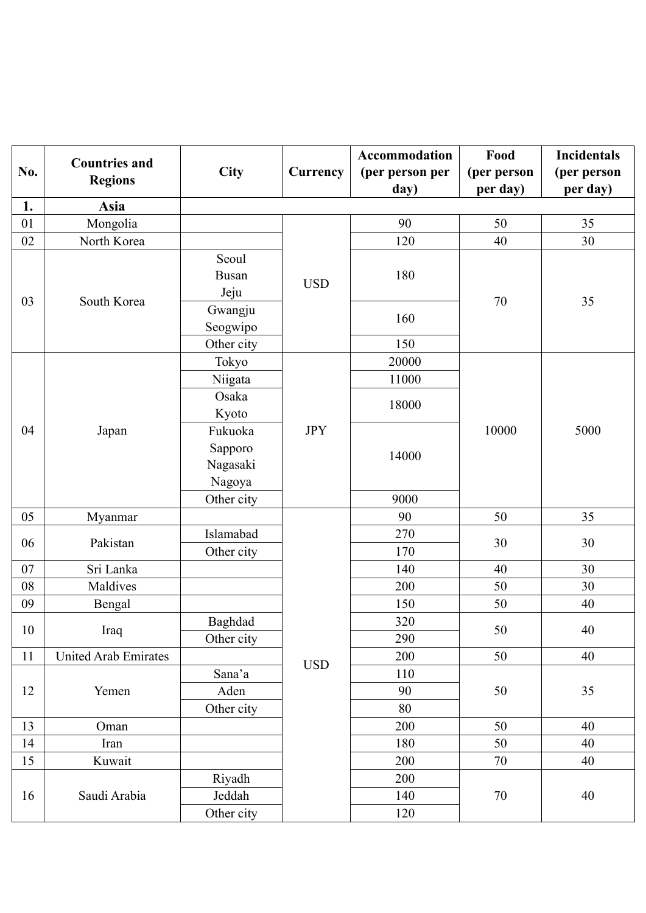| No. | Countries and Regions | City | Currency | Accommodation (per person per day) | Food (per person per day) | Incidentals (per person per day) |
|---|---|---|---|---|---|---|
| 1. | Asia | | | | | |
| 01 | Mongolia | | USD | 90 | 50 | 35 |
| 02 | North Korea | | USD | 120 | 40 | 30 |
| 03 | South Korea | Seoul Busan Jeju | USD | 180 | 70 | 35 |
| | | Gwangju Seogwipo | | 160 | | |
| | | Other city | | 150 | | |
| 04 | Japan | Tokyo | JPY | 20000 | 10000 | 5000 |
| | | Niigata | | 11000 | | |
| | | Osaka Kyoto | | 18000 | | |
| | | Fukuoka Sapporo Nagasaki Nagoya | | 14000 | | |
| | | Other city | | 9000 | | |
| 05 | Myanmar | | USD | 90 | 50 | 35 |
| 06 | Pakistan | Islamabad | USD | 270 | 30 | 30 |
| | | Other city | | 170 | | |
| 07 | Sri Lanka | | USD | 140 | 40 | 30 |
| 08 | Maldives | | USD | 200 | 50 | 30 |
| 09 | Bengal | | USD | 150 | 50 | 40 |
| 10 | Iraq | Baghdad | USD | 320 | 50 | 40 |
| | | Other city | | 290 | | |
| 11 | United Arab Emirates | | USD | 200 | 50 | 40 |
| 12 | Yemen | Sana'a | USD | 110 | 50 | 35 |
| | | Aden | | 90 | | |
| | | Other city | | 80 | | |
| 13 | Oman | | USD | 200 | 50 | 40 |
| 14 | Iran | | USD | 180 | 50 | 40 |
| 15 | Kuwait | | USD | 200 | 70 | 40 |
| 16 | Saudi Arabia | Riyadh | USD | 200 | 70 | 40 |
| | | Jeddah | | 140 | | |
| | | Other city | | 120 | | |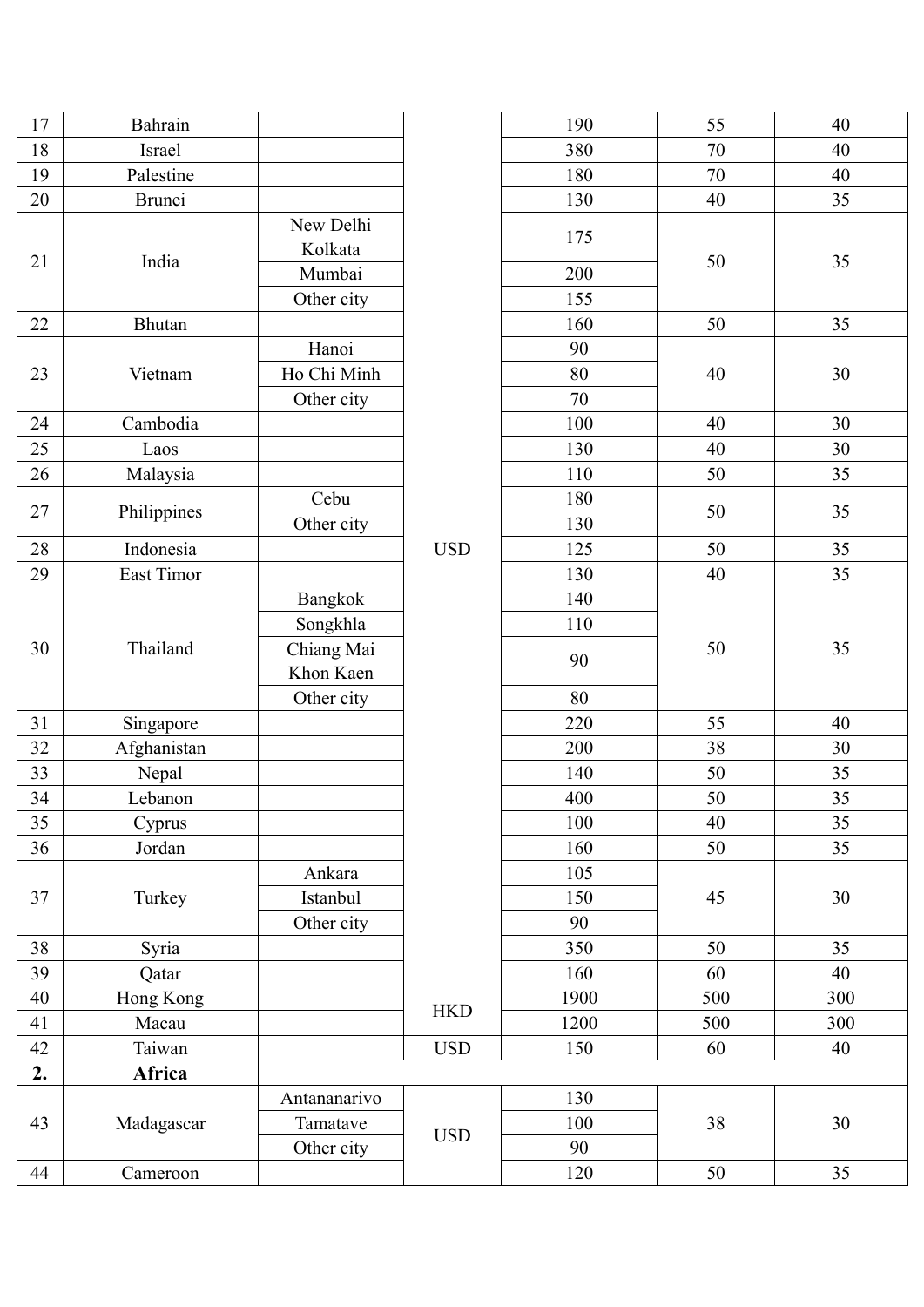| | | | | | | |
|---|---|---|---|---|---|---|
| 17 | Bahrain | | USD | 190 | 55 | 40 |
| 18 | Israel | | | 380 | 70 | 40 |
| 19 | Palestine | | | 180 | 70 | 40 |
| 20 | Brunei | | | 130 | 40 | 35 |
| 21 | India | New Delhi Kolkata | | 175 | 50 | 35 |
| | | Mumbai | | 200 | | |
| | | Other city | | 155 | | |
| 22 | Bhutan | | | 160 | 50 | 35 |
| 23 | Vietnam | Hanoi | | 90 | 40 | 30 |
| | | Ho Chi Minh | | 80 | | |
| | | Other city | | 70 | | |
| 24 | Cambodia | | | 100 | 40 | 30 |
| 25 | Laos | | | 130 | 40 | 30 |
| 26 | Malaysia | | | 110 | 50 | 35 |
| 27 | Philippines | Cebu | | 180 | 50 | 35 |
| | | Other city | | 130 | | |
| 28 | Indonesia | | | 125 | 50 | 35 |
| 29 | East Timor | | | 130 | 40 | 35 |
| 30 | Thailand | Bangkok | | 140 | 50 | 35 |
| | | Songkhla | | 110 | | |
| | | Chiang Mai Khon Kaen | | 90 | | |
| | | Other city | | 80 | | |
| 31 | Singapore | | | 220 | 55 | 40 |
| 32 | Afghanistan | | | 200 | 38 | 30 |
| 33 | Nepal | | | 140 | 50 | 35 |
| 34 | Lebanon | | | 400 | 50 | 35 |
| 35 | Cyprus | | | 100 | 40 | 35 |
| 36 | Jordan | | | 160 | 50 | 35 |
| 37 | Turkey | Ankara | | 105 | 45 | 30 |
| | | Istanbul | | 150 | | |
| | | Other city | | 90 | | |
| 38 | Syria | | | 350 | 50 | 35 |
| 39 | Qatar | | | 160 | 60 | 40 |
| 40 | Hong Kong | | HKD | 1900 | 500 | 300 |
| 41 | Macau | | | 1200 | 500 | 300 |
| 42 | Taiwan | | USD | 150 | 60 | 40 |
| **2.** | **Africa** | | | | | |
| 43 | Madagascar | Antananarivo | USD | 130 | 38 | 30 |
| | | Tamatave | | 100 | | |
| | | Other city | | 90 | | |
| 44 | Cameroon | | | 120 | 50 | 35 |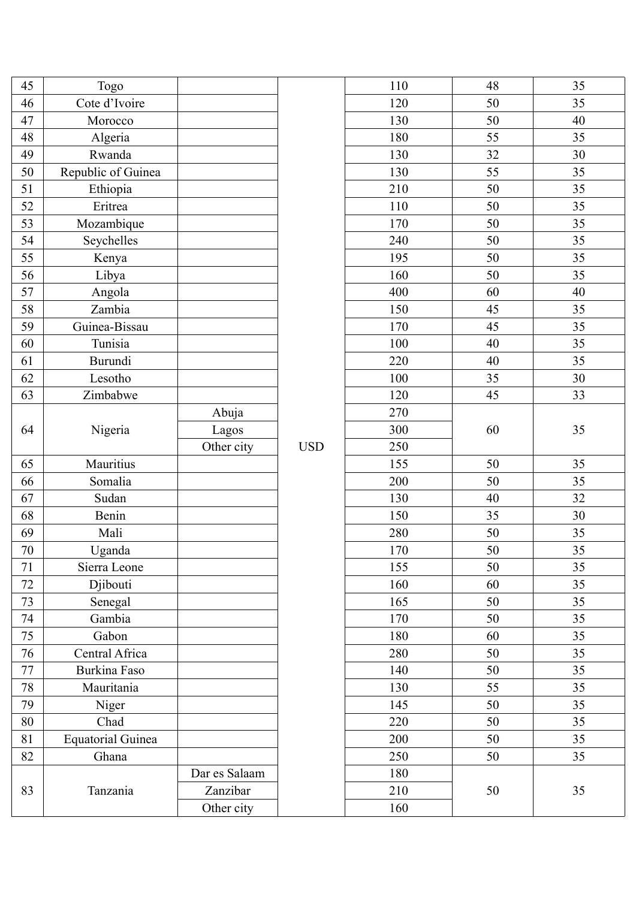| | | | | | | |
|---|---|---|---|---|---|---|
| 45 | Togo | | | 110 | 48 | 35 |
| 46 | Cote d'Ivoire | | | 120 | 50 | 35 |
| 47 | Morocco | | | 130 | 50 | 40 |
| 48 | Algeria | | | 180 | 55 | 35 |
| 49 | Rwanda | | | 130 | 32 | 30 |
| 50 | Republic of Guinea | | | 130 | 55 | 35 |
| 51 | Ethiopia | | | 210 | 50 | 35 |
| 52 | Eritrea | | | 110 | 50 | 35 |
| 53 | Mozambique | | | 170 | 50 | 35 |
| 54 | Seychelles | | | 240 | 50 | 35 |
| 55 | Kenya | | | 195 | 50 | 35 |
| 56 | Libya | | | 160 | 50 | 35 |
| 57 | Angola | | | 400 | 60 | 40 |
| 58 | Zambia | | | 150 | 45 | 35 |
| 59 | Guinea-Bissau | | | 170 | 45 | 35 |
| 60 | Tunisia | | | 100 | 40 | 35 |
| 61 | Burundi | | | 220 | 40 | 35 |
| 62 | Lesotho | | | 100 | 35 | 30 |
| 63 | Zimbabwe | | | 120 | 45 | 33 |
| 64 | Nigeria | Abuja | | 270 | 60 | 35 |
| | | Lagos | | 300 | | |
| | | Other city | USD | 250 | | |
| 65 | Mauritius | | | 155 | 50 | 35 |
| 66 | Somalia | | | 200 | 50 | 35 |
| 67 | Sudan | | | 130 | 40 | 32 |
| 68 | Benin | | | 150 | 35 | 30 |
| 69 | Mali | | | 280 | 50 | 35 |
| 70 | Uganda | | | 170 | 50 | 35 |
| 71 | Sierra Leone | | | 155 | 50 | 35 |
| 72 | Djibouti | | | 160 | 60 | 35 |
| 73 | Senegal | | | 165 | 50 | 35 |
| 74 | Gambia | | | 170 | 50 | 35 |
| 75 | Gabon | | | 180 | 60 | 35 |
| 76 | Central Africa | | | 280 | 50 | 35 |
| 77 | Burkina Faso | | | 140 | 50 | 35 |
| 78 | Mauritania | | | 130 | 55 | 35 |
| 79 | Niger | | | 145 | 50 | 35 |
| 80 | Chad | | | 220 | 50 | 35 |
| 81 | Equatorial Guinea | | | 200 | 50 | 35 |
| 82 | Ghana | | | 250 | 50 | 35 |
| 83 | Tanzania | Dar es Salaam | | 180 | 50 | 35 |
| | | Zanzibar | | 210 | | |
| | | Other city | | 160 | | |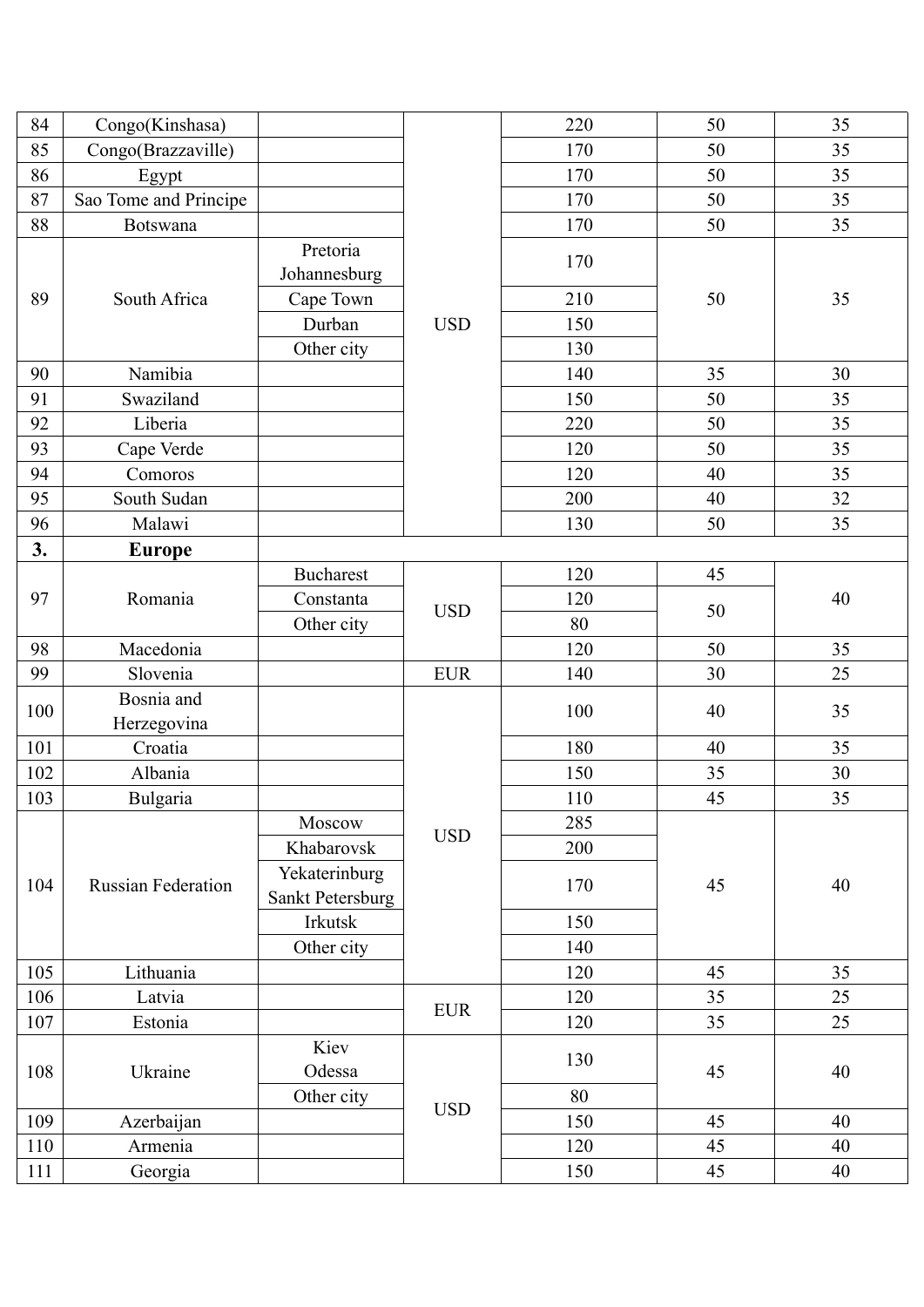| 84 | Congo(Kinshasa) | | USD | 220 | 50 | 35 |
|---|---|---|---|---|---|---|
| 85 | Congo(Brazzaville) | | | 170 | 50 | 35 |
| 86 | Egypt | | | 170 | 50 | 35 |
| 87 | Sao Tome and Principe | | | 170 | 50 | 35 |
| 88 | Botswana | | | 170 | 50 | 35 |
| 89 | South Africa | Pretoria Johannesburg | | 170 | 50 | 35 |
| | | Cape Town | | 210 | | |
| | | Durban | | 150 | | |
| | | Other city | | 130 | | |
| 90 | Namibia | | | 140 | 35 | 30 |
| 91 | Swaziland | | | 150 | 50 | 35 |
| 92 | Liberia | | | 220 | 50 | 35 |
| 93 | Cape Verde | | | 120 | 50 | 35 |
| 94 | Comoros | | | 120 | 40 | 35 |
| 95 | South Sudan | | | 200 | 40 | 32 |
| 96 | Malawi | | | 130 | 50 | 35 |
| **3.** | **Europe** | | | | | |
| 97 | Romania | Bucharest | USD | 120 | 45 | 40 |
| | | Constanta | | 120 | 50 | |
| | | Other city | | 80 | | |
| 98 | Macedonia | | | 120 | 50 | 35 |
| 99 | Slovenia | | EUR | 140 | 30 | 25 |
| 100 | Bosnia and Herzegovina | | USD | 100 | 40 | 35 |
| 101 | Croatia | | | 180 | 40 | 35 |
| 102 | Albania | | | 150 | 35 | 30 |
| 103 | Bulgaria | | | 110 | 45 | 35 |
| 104 | Russian Federation | Moscow | | 285 | 45 | 40 |
| | | Khabarovsk | | 200 | | |
| | | Yekaterinburg Sankt Petersburg | | 170 | | |
| | | Irkutsk | | 150 | | |
| | | Other city | | 140 | | |
| 105 | Lithuania | | | 120 | 45 | 35 |
| 106 | Latvia | | EUR | 120 | 35 | 25 |
| 107 | Estonia | | | 120 | 35 | 25 |
| 108 | Ukraine | Kiev Odessa | USD | 130 | 45 | 40 |
| | | Other city | | 80 | | |
| 109 | Azerbaijan | | | 150 | 45 | 40 |
| 110 | Armenia | | | 120 | 45 | 40 |
| 111 | Georgia | | | 150 | 45 | 40 |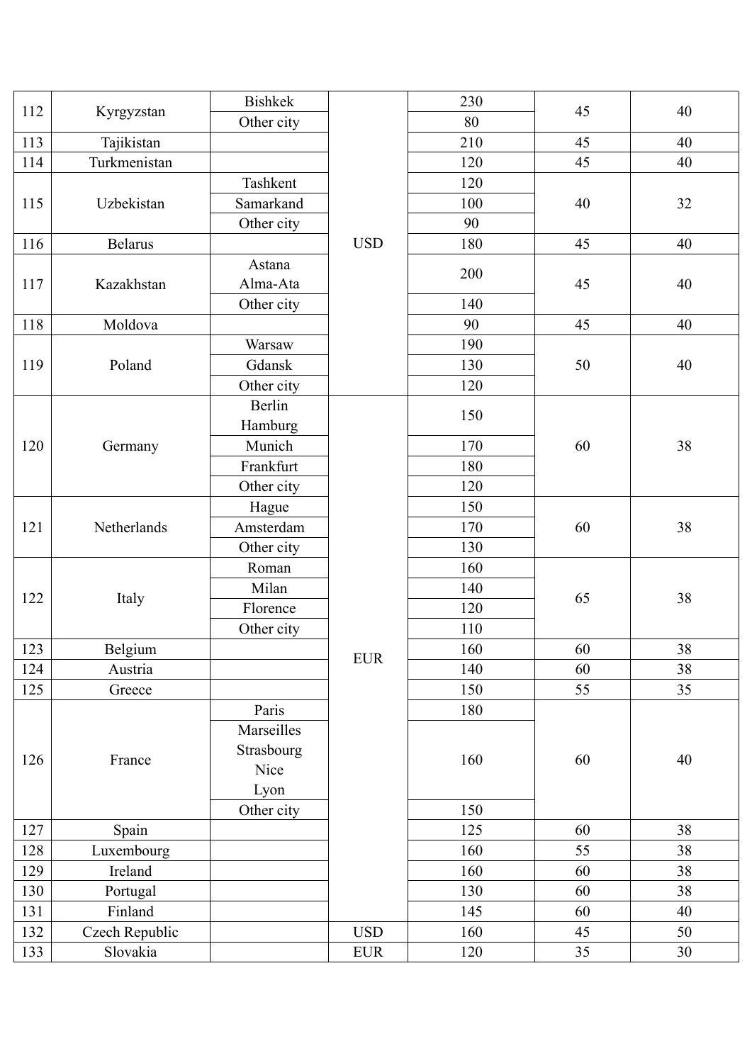| | | | | | | |
|---|---|---|---|---|---|---|
| 112 | Kyrgyzstan | Bishkek | USD | 230 | 45 | 40 |
| | | Other city | | 80 | | |
| 113 | Tajikistan | | | 210 | 45 | 40 |
| 114 | Turkmenistan | | | 120 | 45 | 40 |
| 115 | Uzbekistan | Tashkent | | 120 | 40 | 32 |
| | | Samarkand | | 100 | | |
| | | Other city | | 90 | | |
| 116 | Belarus | | | 180 | 45 | 40 |
| 117 | Kazakhstan | Astana Alma-Ata | | 200 | 45 | 40 |
| | | Other city | | 140 | | |
| 118 | Moldova | | | 90 | 45 | 40 |
| 119 | Poland | Warsaw | | 190 | 50 | 40 |
| | | Gdansk | | 130 | | |
| | | Other city | | 120 | | |
| 120 | Germany | Berlin Hamburg | EUR | 150 | 60 | 38 |
| | | Munich | | 170 | | |
| | | Frankfurt | | 180 | | |
| | | Other city | | 120 | | |
| 121 | Netherlands | Hague | | 150 | 60 | 38 |
| | | Amsterdam | | 170 | | |
| | | Other city | | 130 | | |
| 122 | Italy | Roman | | 160 | 65 | 38 |
| | | Milan | | 140 | | |
| | | Florence | | 120 | | |
| | | Other city | | 110 | | |
| 123 | Belgium | | | 160 | 60 | 38 |
| 124 | Austria | | | 140 | 60 | 38 |
| 125 | Greece | | | 150 | 55 | 35 |
| 126 | France | Paris | | 180 | 60 | 40 |
| | | Marseilles Strasbourg Nice Lyon | | 160 | | |
| | | Other city | | 150 | | |
| 127 | Spain | | | 125 | 60 | 38 |
| 128 | Luxembourg | | | 160 | 55 | 38 |
| 129 | Ireland | | | 160 | 60 | 38 |
| 130 | Portugal | | | 130 | 60 | 38 |
| 131 | Finland | | | 145 | 60 | 40 |
| 132 | Czech Republic | | USD | 160 | 45 | 50 |
| 133 | Slovakia | | EUR | 120 | 35 | 30 |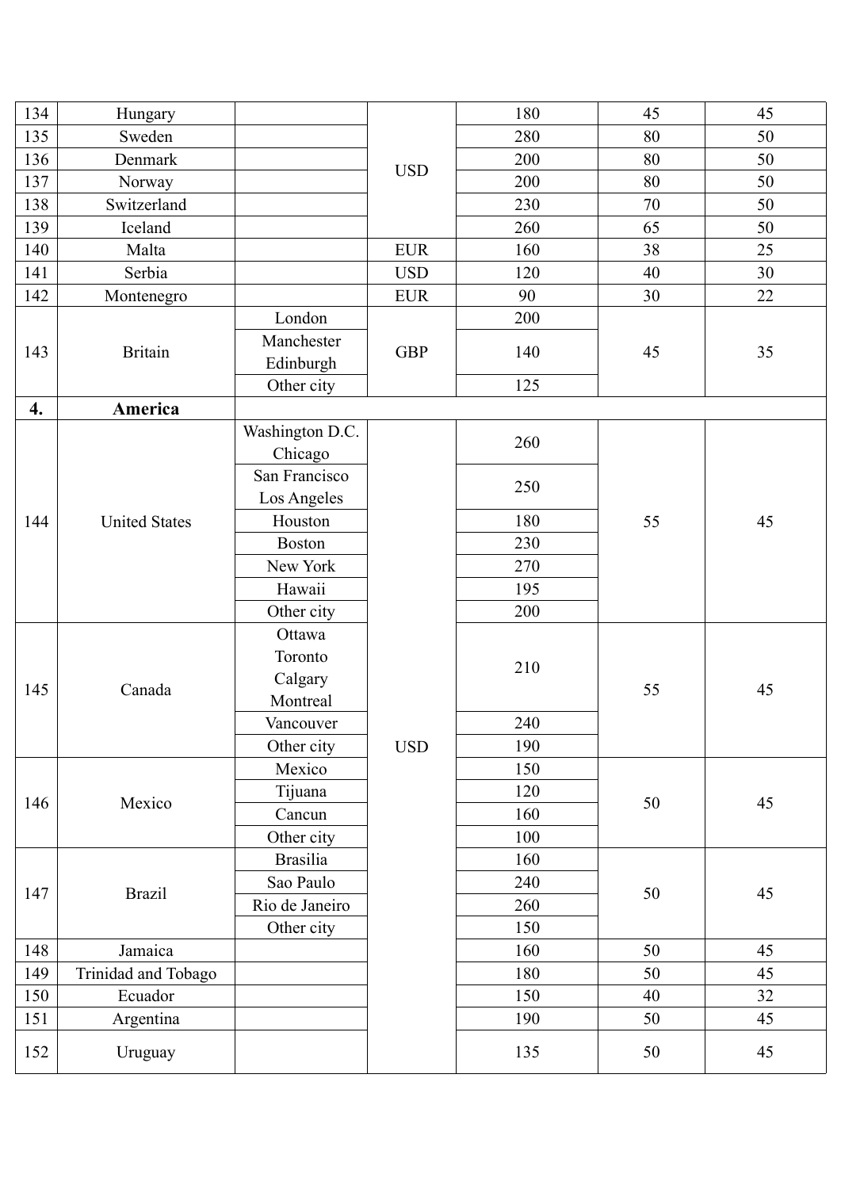| 134 | Hungary | | USD | 180 | 45 | 45 |
|---|---|---|---|---|---|---|
| 135 | Sweden | | | 280 | 80 | 50 |
| 136 | Denmark | | | 200 | 80 | 50 |
| 137 | Norway | | | 200 | 80 | 50 |
| 138 | Switzerland | | | 230 | 70 | 50 |
| 139 | Iceland | | | 260 | 65 | 50 |
| 140 | Malta | | EUR | 160 | 38 | 25 |
| 141 | Serbia | | USD | 120 | 40 | 30 |
| 142 | Montenegro | | EUR | 90 | 30 | 22 |
| 143 | Britain | London | GBP | 200 | 45 | 35 |
| | | Manchester Edinburgh | | 140 | | |
| | | Other city | | 125 | | |
| **4.** | **America** | | | | | |
| 144 | United States | Washington D.C. Chicago | USD | 260 | 55 | 45 |
| | | San Francisco Los Angeles | | 250 | | |
| | | Houston | | 180 | | |
| | | Boston | | 230 | | |
| | | New York | | 270 | | |
| | | Hawaii | | 195 | | |
| | | Other city | | 200 | | |
| 145 | Canada | Ottawa Toronto Calgary Montreal | | 210 | 55 | 45 |
| | | Vancouver | | 240 | | |
| | | Other city | | 190 | | |
| 146 | Mexico | Mexico | | 150 | 50 | 45 |
| | | Tijuana | | 120 | | |
| | | Cancun | | 160 | | |
| | | Other city | | 100 | | |
| 147 | Brazil | Brasilia | | 160 | 50 | 45 |
| | | Sao Paulo | | 240 | | |
| | | Rio de Janeiro | | 260 | | |
| | | Other city | | 150 | | |
| 148 | Jamaica | | | 160 | 50 | 45 |
| 149 | Trinidad and Tobago | | | 180 | 50 | 45 |
| 150 | Ecuador | | | 150 | 40 | 32 |
| 151 | Argentina | | | 190 | 50 | 45 |
| 152 | Uruguay | | | 135 | 50 | 45 |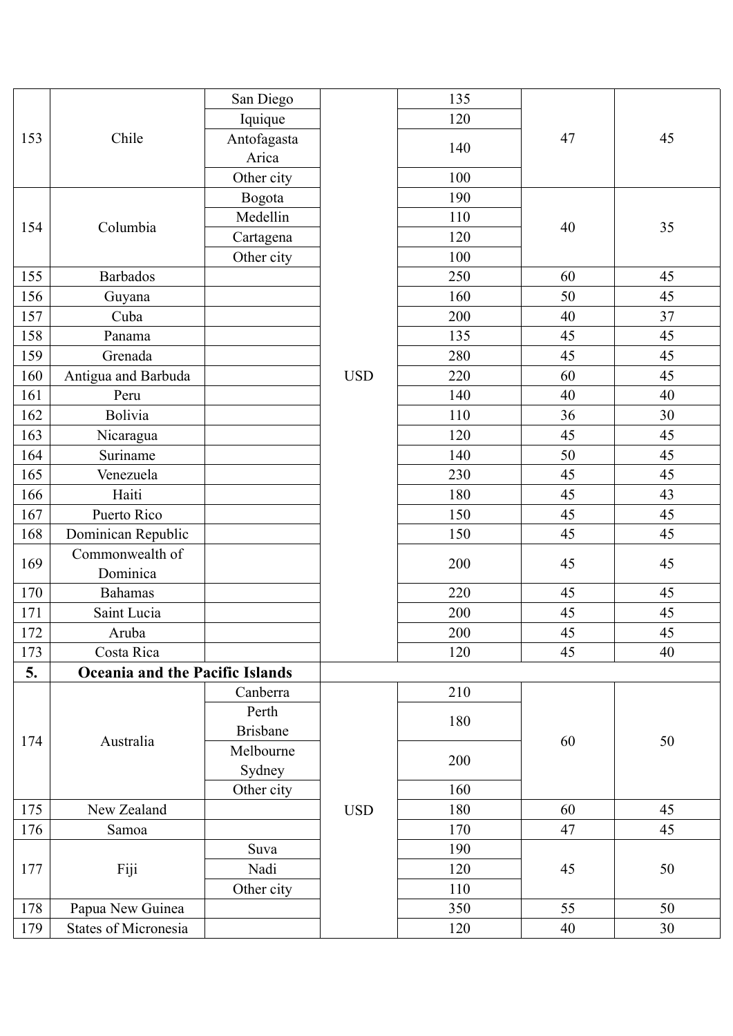| | | | | | | |
|---|---|---|---|---|---|---|
| 153 | Chile | San Diego | USD | 135 | 47 | 45 |
| | | Iquique | | 120 | | |
| | | Antofagasta Arica | | 140 | | |
| | | Other city | | 100 | | |
| 154 | Columbia | Bogota | | 190 | 40 | 35 |
| | | Medellin | | 110 | | |
| | | Cartagena | | 120 | | |
| | | Other city | | 100 | | |
| 155 | Barbados | | | 250 | 60 | 45 |
| 156 | Guyana | | | 160 | 50 | 45 |
| 157 | Cuba | | | 200 | 40 | 37 |
| 158 | Panama | | | 135 | 45 | 45 |
| 159 | Grenada | | | 280 | 45 | 45 |
| 160 | Antigua and Barbuda | | | 220 | 60 | 45 |
| 161 | Peru | | | 140 | 40 | 40 |
| 162 | Bolivia | | | 110 | 36 | 30 |
| 163 | Nicaragua | | | 120 | 45 | 45 |
| 164 | Suriname | | | 140 | 50 | 45 |
| 165 | Venezuela | | | 230 | 45 | 45 |
| 166 | Haiti | | | 180 | 45 | 43 |
| 167 | Puerto Rico | | | 150 | 45 | 45 |
| 168 | Dominican Republic | | | 150 | 45 | 45 |
| 169 | Commonwealth of Dominica | | | 200 | 45 | 45 |
| 170 | Bahamas | | | 220 | 45 | 45 |
| 171 | Saint Lucia | | | 200 | 45 | 45 |
| 172 | Aruba | | | 200 | 45 | 45 |
| 173 | Costa Rica | | | 120 | 45 | 40 |
| **5.** | **Oceania and the Pacific Islands** | | | | | |
| 174 | Australia | Canberra | USD | 210 | 60 | 50 |
| | | Perth Brisbane | | 180 | | |
| | | Melbourne Sydney | | 200 | | |
| | | Other city | | 160 | | |
| 175 | New Zealand | | | 180 | 60 | 45 |
| 176 | Samoa | | | 170 | 47 | 45 |
| 177 | Fiji | Suva | | 190 | 45 | 50 |
| | | Nadi | | 120 | | |
| | | Other city | | 110 | | |
| 178 | Papua New Guinea | | | 350 | 55 | 50 |
| 179 | States of Micronesia | | | 120 | 40 | 30 |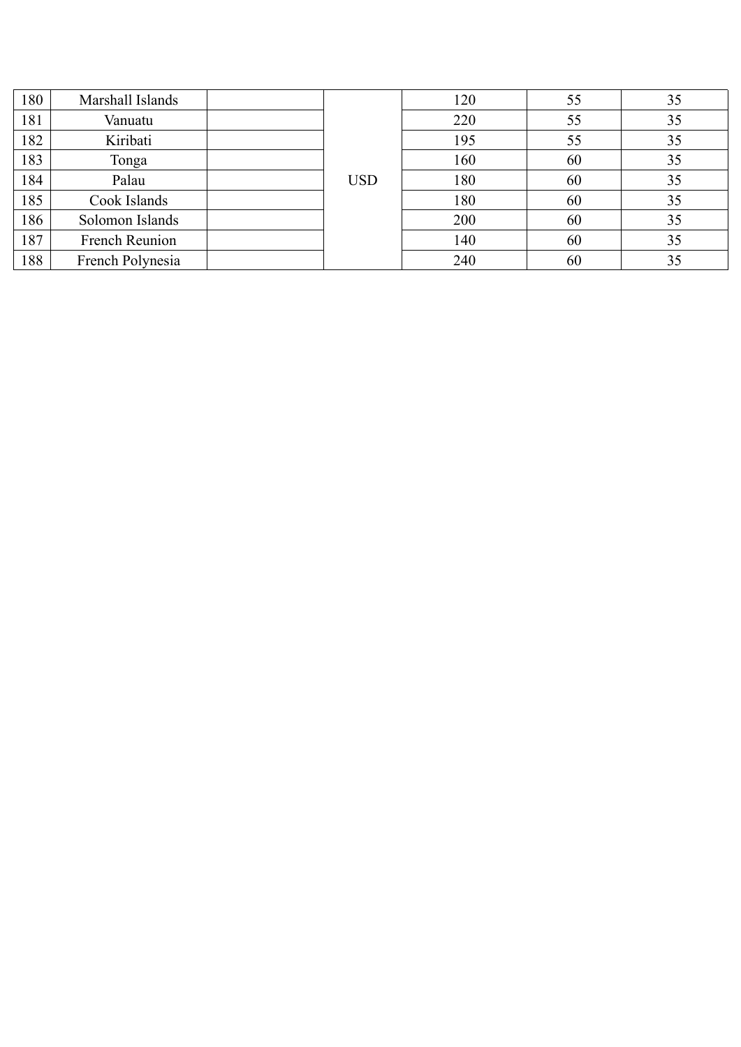| | | | | | | |
|---|---|---|---|---|---|---|
| 180 | Marshall Islands | | USD | 120 | 55 | 35 |
| 181 | Vanuatu | | | 220 | 55 | 35 |
| 182 | Kiribati | | | 195 | 55 | 35 |
| 183 | Tonga | | | 160 | 60 | 35 |
| 184 | Palau | | | 180 | 60 | 35 |
| 185 | Cook Islands | | | 180 | 60 | 35 |
| 186 | Solomon Islands | | | 200 | 60 | 35 |
| 187 | French Reunion | | | 140 | 60 | 35 |
| 188 | French Polynesia | | | 240 | 60 | 35 |